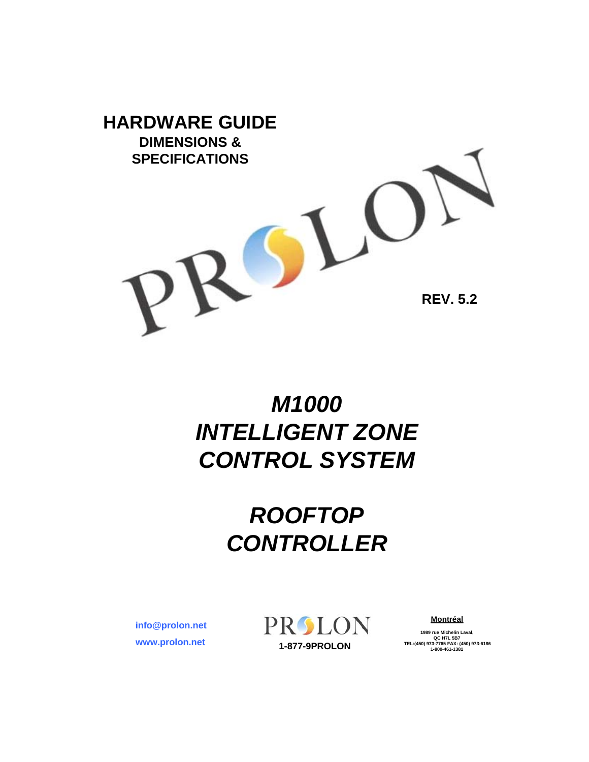# HARDWARE GUIDE

## DIMENSIONS & SPECIFICATIONS

**REV. 5.2**

# *M1000 INTELLIGENT ZONE CONTROL SYSTEM*

# *ROOFTOP CONTROLLER*

info@prolon.net

www.prolon.net

PROLON

**1-877-9PROLON**

**Montréal**

1989 rue Michelin Laval,
QC H7L 5B7
TEL:(450) 973-7765 FAX: (450) 973-6186
1-800-461-1381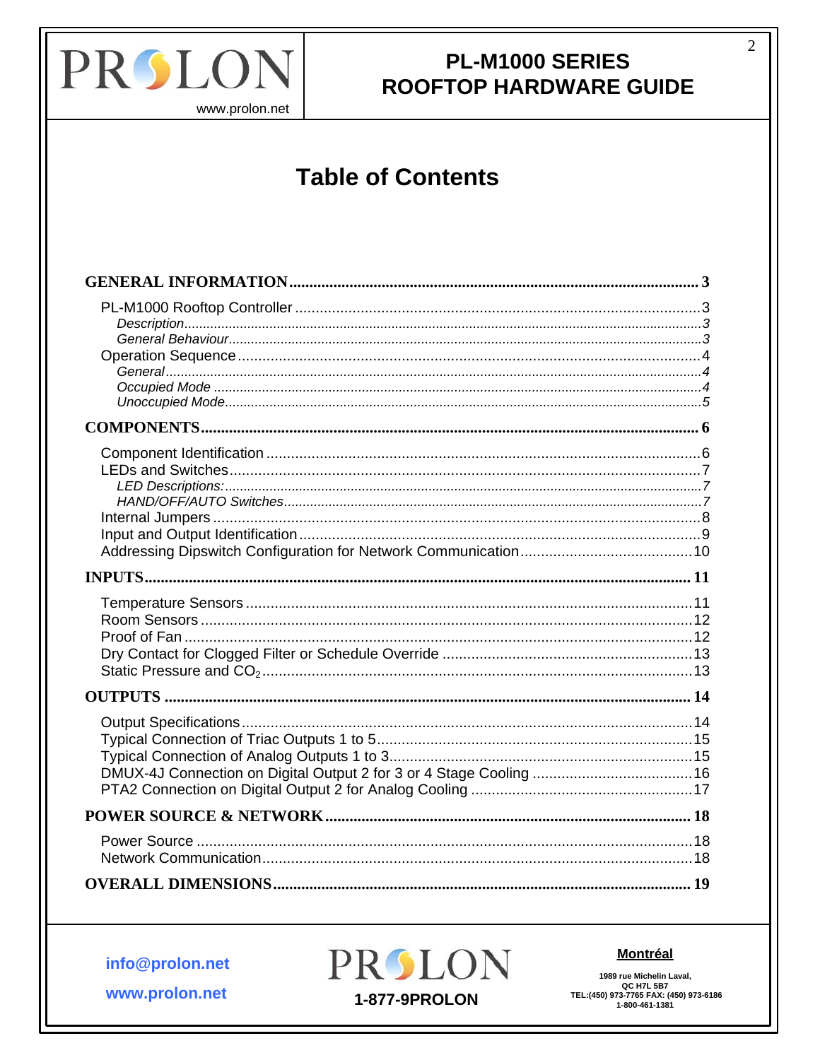# Table of Contents

**GENERAL INFORMATION** ..... 3

- PL-M1000 Rooftop Controller ..... 3
  - *Description* ..... 3
  - *General Behaviour* ..... 3
- Operation Sequence ..... 4
  - *General* ..... 4
  - *Occupied Mode* ..... 4
  - *Unoccupied Mode* ..... 5

**COMPONENTS** ..... 6

- Component Identification ..... 6
- LEDs and Switches ..... 7
  - *LED Descriptions:* ..... 7
  - *HAND/OFF/AUTO Switches* ..... 7
- Internal Jumpers ..... 8
- Input and Output Identification ..... 9
- Addressing Dipswitch Configuration for Network Communication ..... 10

**INPUTS** ..... 11

- Temperature Sensors ..... 11
- Room Sensors ..... 12
- Proof of Fan ..... 12
- Dry Contact for Clogged Filter or Schedule Override ..... 13
- Static Pressure and $CO_2$ ..... 13

**OUTPUTS** ..... 14

- Output Specifications ..... 14
- Typical Connection of Triac Outputs 1 to 5 ..... 15
- Typical Connection of Analog Outputs 1 to 3 ..... 15
- DMUX-4J Connection on Digital Output 2 for 3 or 4 Stage Cooling ..... 16
- PTA2 Connection on Digital Output 2 for Analog Cooling ..... 17

**POWER SOURCE & NETWORK** ..... 18

- Power Source ..... 18
- Network Communication ..... 18

**OVERALL DIMENSIONS** ..... 19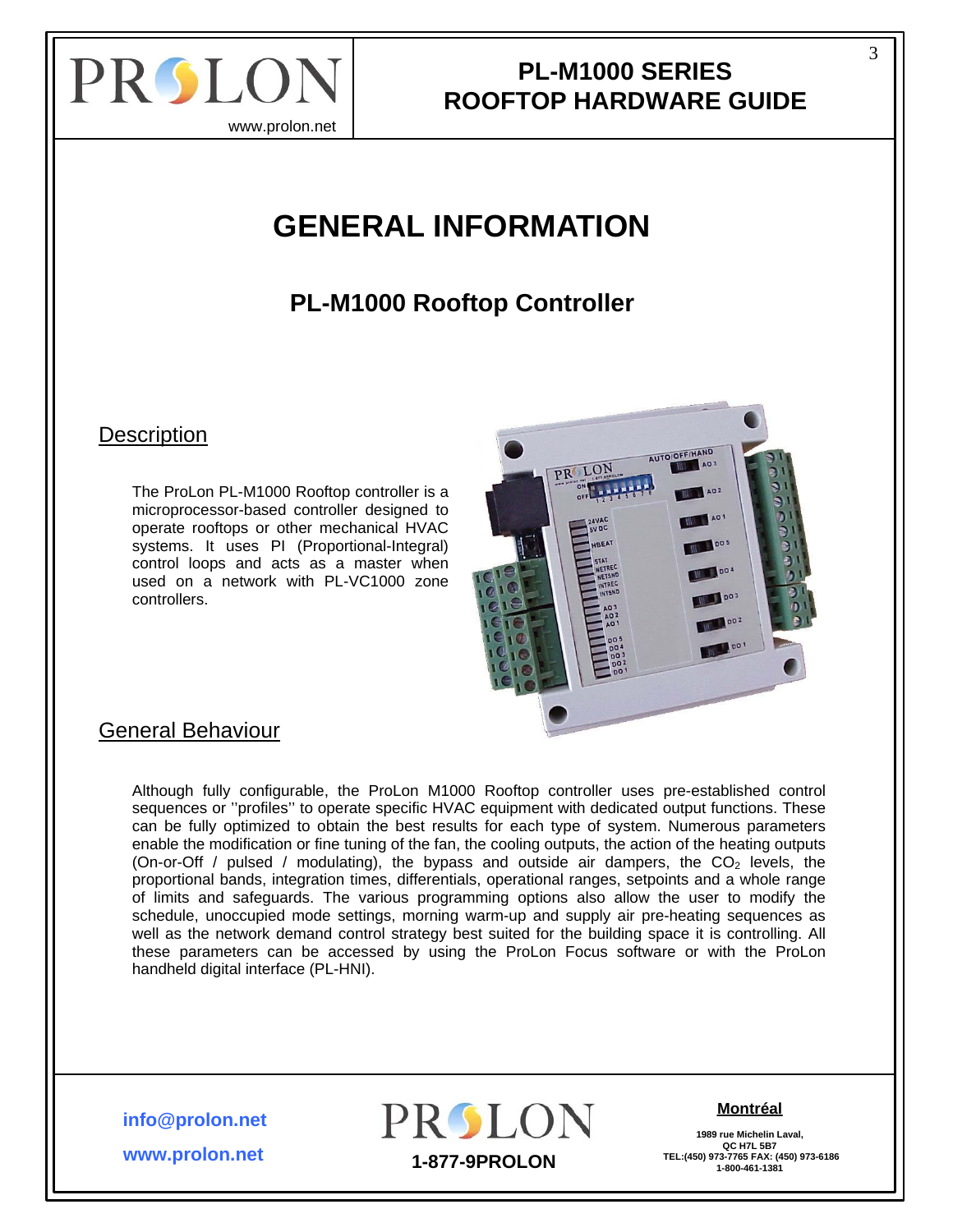# GENERAL INFORMATION

## PL-M1000 Rooftop Controller

### Description

The ProLon PL-M1000 Rooftop controller is a microprocessor-based controller designed to operate rooftops or other mechanical HVAC systems. It uses PI (Proportional-Integral) control loops and acts as a master when used on a network with PL-VC1000 zone controllers.

### General Behaviour

Although fully configurable, the ProLon M1000 Rooftop controller uses pre-established control sequences or ''profiles'' to operate specific HVAC equipment with dedicated output functions. These can be fully optimized to obtain the best results for each type of system. Numerous parameters enable the modification or fine tuning of the fan, the cooling outputs, the action of the heating outputs (On-or-Off / pulsed / modulating), the bypass and outside air dampers, the $CO_2$ levels, the proportional bands, integration times, differentials, operational ranges, setpoints and a whole range of limits and safeguards. The various programming options also allow the user to modify the schedule, unoccupied mode settings, morning warm-up and supply air pre-heating sequences as well as the network demand control strategy best suited for the building space it is controlling. All these parameters can be accessed by using the ProLon Focus software or with the ProLon handheld digital interface (PL-HNI).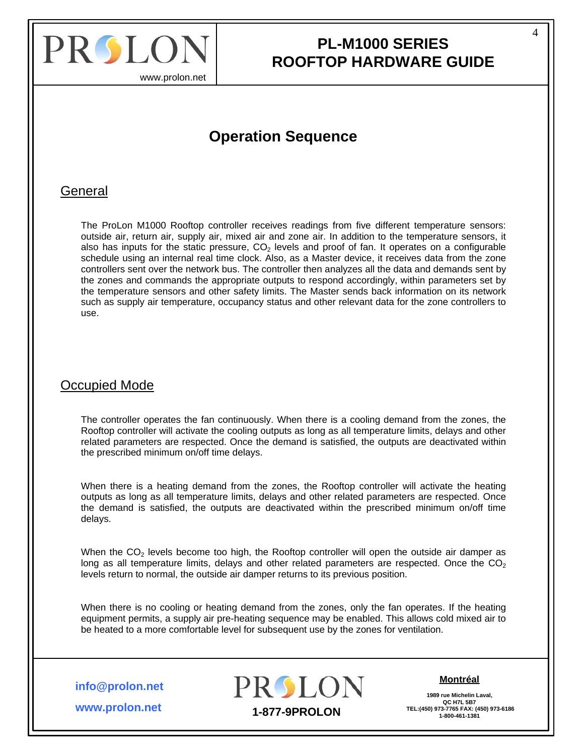# Operation Sequence

## General

The ProLon M1000 Rooftop controller receives readings from five different temperature sensors: outside air, return air, supply air, mixed air and zone air. In addition to the temperature sensors, it also has inputs for the static pressure, $CO_2$ levels and proof of fan. It operates on a configurable schedule using an internal real time clock. Also, as a Master device, it receives data from the zone controllers sent over the network bus. The controller then analyzes all the data and demands sent by the zones and commands the appropriate outputs to respond accordingly, within parameters set by the temperature sensors and other safety limits. The Master sends back information on its network such as supply air temperature, occupancy status and other relevant data for the zone controllers to use.

## Occupied Mode

The controller operates the fan continuously. When there is a cooling demand from the zones, the Rooftop controller will activate the cooling outputs as long as all temperature limits, delays and other related parameters are respected. Once the demand is satisfied, the outputs are deactivated within the prescribed minimum on/off time delays.

When there is a heating demand from the zones, the Rooftop controller will activate the heating outputs as long as all temperature limits, delays and other related parameters are respected. Once the demand is satisfied, the outputs are deactivated within the prescribed minimum on/off time delays.

When the $CO_2$ levels become too high, the Rooftop controller will open the outside air damper as long as all temperature limits, delays and other related parameters are respected. Once the $CO_2$ levels return to normal, the outside air damper returns to its previous position.

When there is no cooling or heating demand from the zones, only the fan operates. If the heating equipment permits, a supply air pre-heating sequence may be enabled. This allows cold mixed air to be heated to a more comfortable level for subsequent use by the zones for ventilation.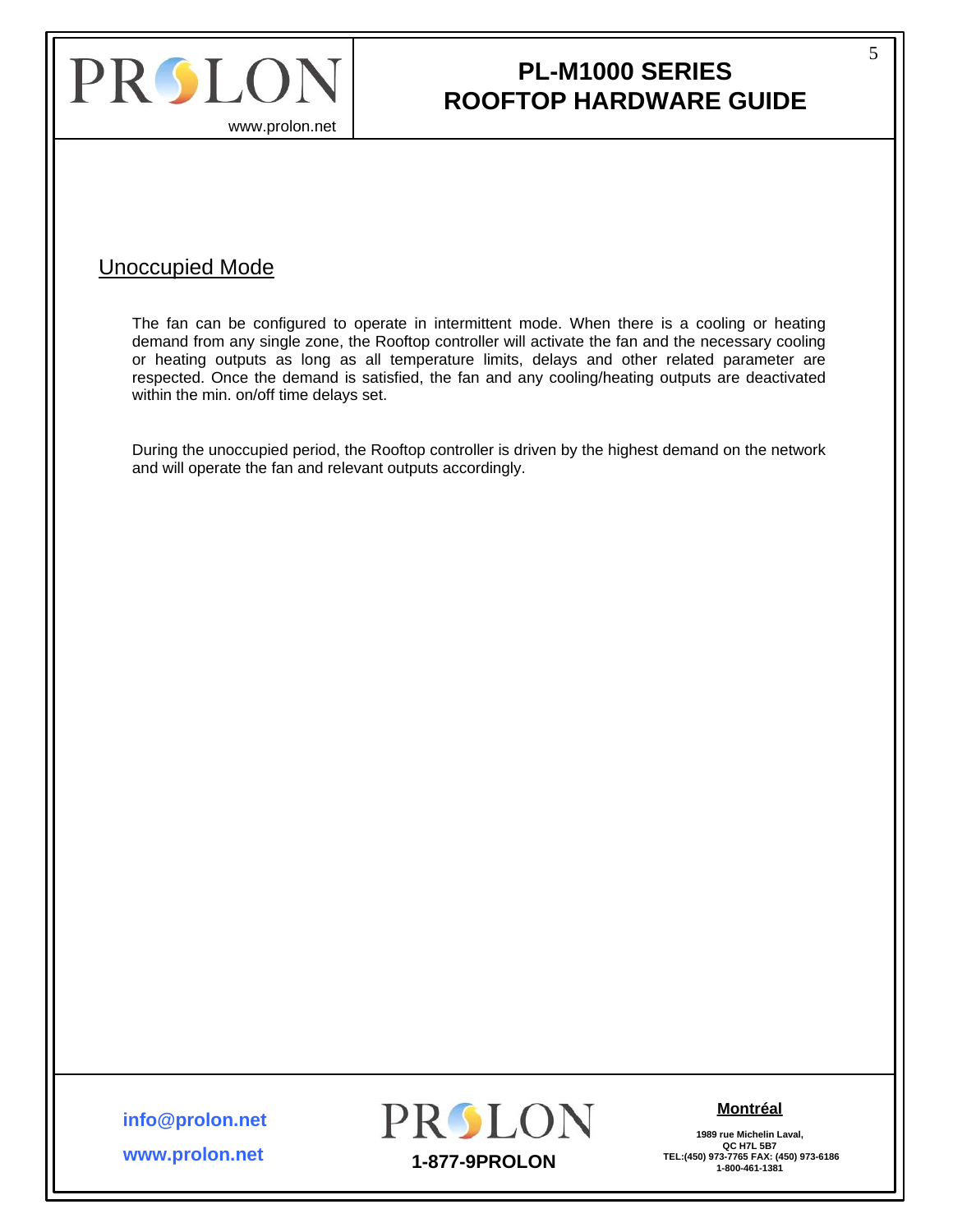## Unoccupied Mode

The fan can be configured to operate in intermittent mode. When there is a cooling or heating demand from any single zone, the Rooftop controller will activate the fan and the necessary cooling or heating outputs as long as all temperature limits, delays and other related parameter are respected. Once the demand is satisfied, the fan and any cooling/heating outputs are deactivated within the min. on/off time delays set.

During the unoccupied period, the Rooftop controller is driven by the highest demand on the network and will operate the fan and relevant outputs accordingly.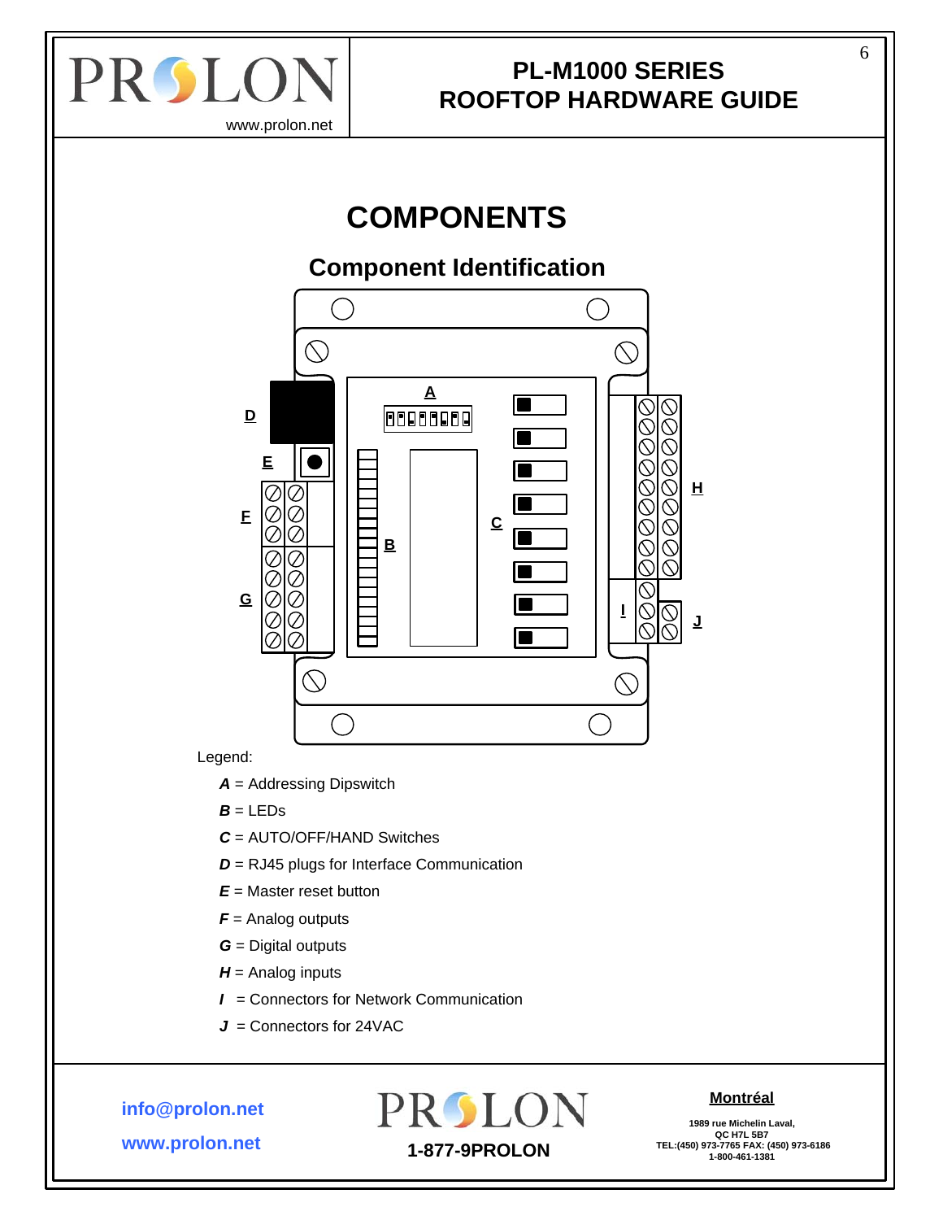# COMPONENTS

## Component Identification

Legend:

- ***A*** = Addressing Dipswitch
- ***B*** = LEDs
- ***C*** = AUTO/OFF/HAND Switches
- ***D*** = RJ45 plugs for Interface Communication
- ***E*** = Master reset button
- ***F*** = Analog outputs
- ***G*** = Digital outputs
- ***H*** = Analog inputs
- ***I*** = Connectors for Network Communication
- ***J*** = Connectors for 24VAC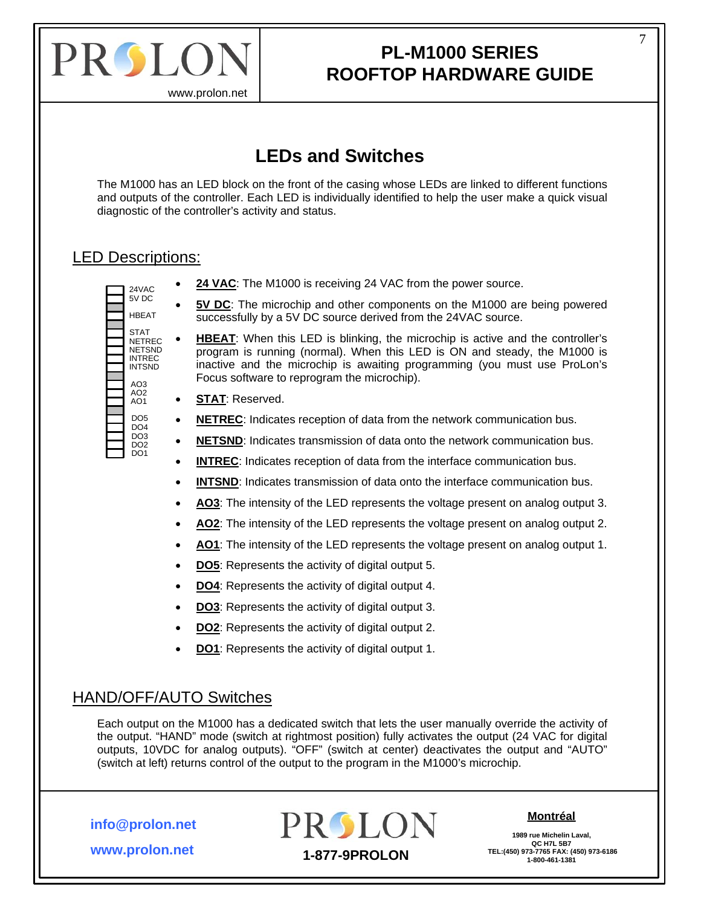## LEDs and Switches

The M1000 has an LED block on the front of the casing whose LEDs are linked to different functions and outputs of the controller. Each LED is individually identified to help the user make a quick visual diagnostic of the controller's activity and status.

### LED Descriptions:

24VAC
5V DC
HBEAT
STAT
NETREC
NETSND
INTREC
INTSND
AO3
AO2
AO1
DO5
DO4
DO3
DO2
DO1

- **24 VAC**: The M1000 is receiving 24 VAC from the power source.
- **5V DC**: The microchip and other components on the M1000 are being powered successfully by a 5V DC source derived from the 24VAC source.
- **HBEAT**: When this LED is blinking, the microchip is active and the controller's program is running (normal). When this LED is ON and steady, the M1000 is inactive and the microchip is awaiting programming (you must use ProLon's Focus software to reprogram the microchip).
- **STAT**: Reserved.
- **NETREC**: Indicates reception of data from the network communication bus.
- **NETSND**: Indicates transmission of data onto the network communication bus.
- **INTREC**: Indicates reception of data from the interface communication bus.
- **INTSND**: Indicates transmission of data onto the interface communication bus.
- **AO3**: The intensity of the LED represents the voltage present on analog output 3.
- **AO2**: The intensity of the LED represents the voltage present on analog output 2.
- **AO1**: The intensity of the LED represents the voltage present on analog output 1.
- **DO5**: Represents the activity of digital output 5.
- **DO4**: Represents the activity of digital output 4.
- **DO3**: Represents the activity of digital output 3.
- **DO2**: Represents the activity of digital output 2.
- **DO1**: Represents the activity of digital output 1.

### HAND/OFF/AUTO Switches

Each output on the M1000 has a dedicated switch that lets the user manually override the activity of the output. "HAND" mode (switch at rightmost position) fully activates the output (24 VAC for digital outputs, 10VDC for analog outputs). "OFF" (switch at center) deactivates the output and "AUTO" (switch at left) returns control of the output to the program in the M1000's microchip.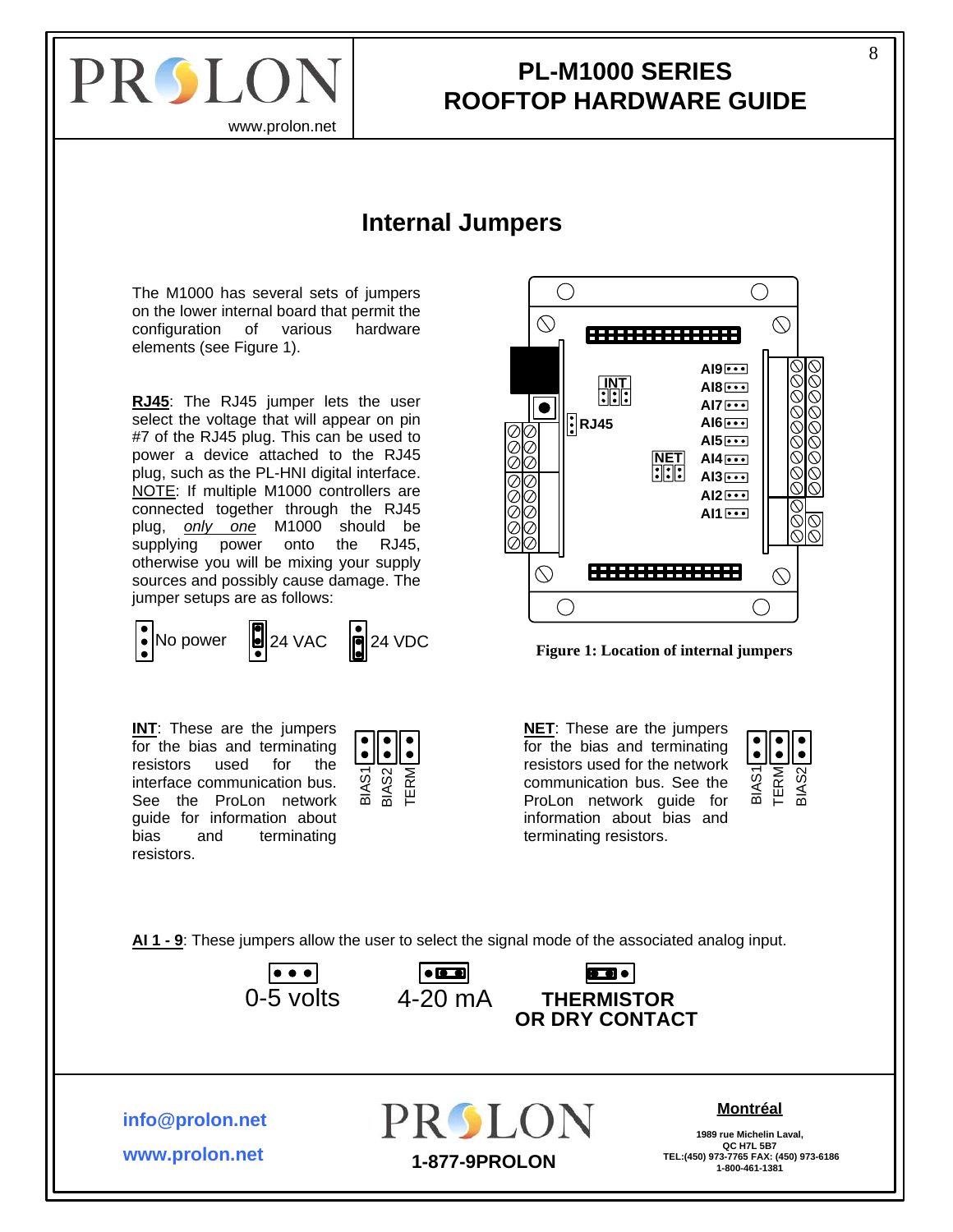# Internal Jumpers

The M1000 has several sets of jumpers on the lower internal board that permit the configuration of various hardware elements (see Figure 1).

**RJ45**: The RJ45 jumper lets the user select the voltage that will appear on pin #7 of the RJ45 plug. This can be used to power a device attached to the RJ45 plug, such as the PL-HNI digital interface. NOTE: If multiple M1000 controllers are connected together through the RJ45 plug, *only one* M1000 should be supplying power onto the RJ45, otherwise you will be mixing your supply sources and possibly cause damage. The jumper setups are as follows:

No power | 24 VAC | 24 VDC

**Figure 1: Location of internal jumpers**

**INT**: These are the jumpers for the bias and terminating resistors used for the interface communication bus. See the ProLon network guide for information about bias and terminating resistors.

BIAS1 | BIAS2 | TERM

**NET**: These are the jumpers for the bias and terminating resistors used for the network communication bus. See the ProLon network guide for information about bias and terminating resistors.

BIAS1 | TERM | BIAS2

**AI 1 - 9**: These jumpers allow the user to select the signal mode of the associated analog input.

0-5 volts | 4-20 mA | THERMISTOR OR DRY CONTACT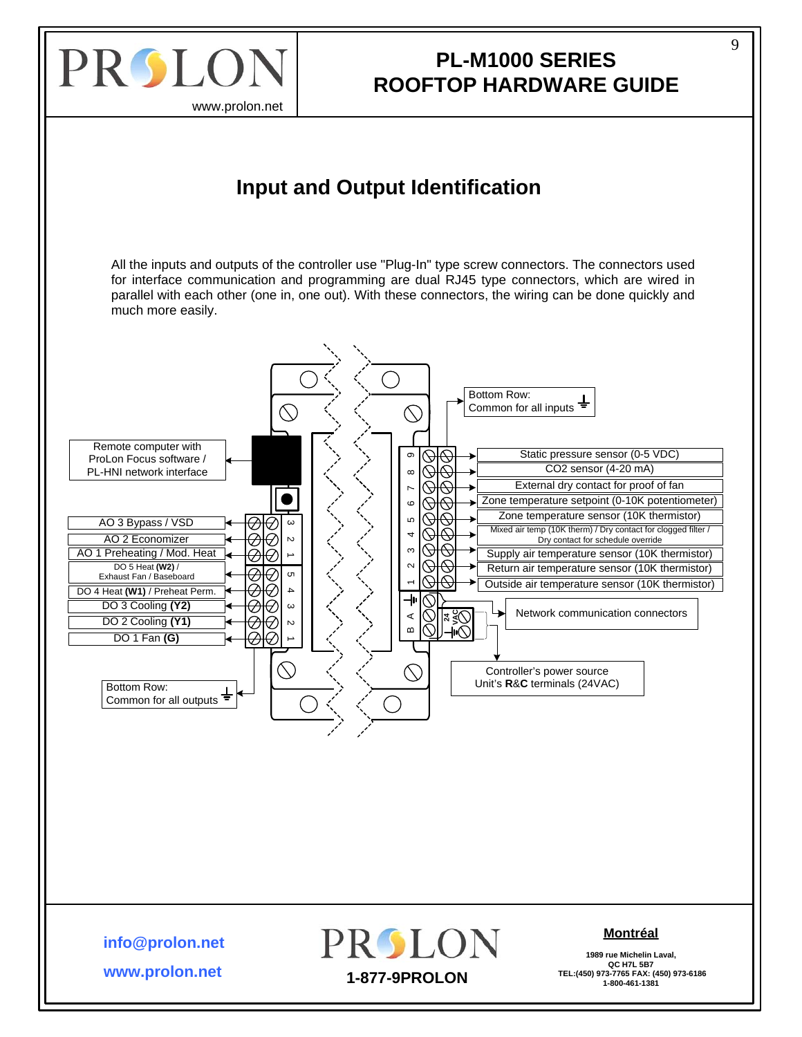# Input and Output Identification

All the inputs and outputs of the controller use "Plug-In" type screw connectors. The connectors used for interface communication and programming are dual RJ45 type connectors, which are wired in parallel with each other (one in, one out). With these connectors, the wiring can be done quickly and much more easily.

Remote computer with ProLon Focus software / PL-HNI network interface

- AO 3 Bypass / VSD
- AO 2 Economizer
- AO 1 Preheating / Mod. Heat
- DO 5 Heat **(W2)** / Exhaust Fan / Baseboard
- DO 4 Heat **(W1)** / Preheat Perm.
- DO 3 Cooling **(Y2)**
- DO 2 Cooling **(Y1)**
- DO 1 Fan **(G)**

Bottom Row: Common for all outputs

Bottom Row: Common for all inputs

- 9 – Static pressure sensor (0-5 VDC)
- 8 – CO2 sensor (4-20 mA)
- 7 – External dry contact for proof of fan
- 6 – Zone temperature setpoint (0-10K potentiometer)
- 5 – Zone temperature sensor (10K thermistor)
- 4 – Mixed air temp (10K therm) / Dry contact for clogged filter / Dry contact for schedule override
- 3 – Supply air temperature sensor (10K thermistor)
- 2 – Return air temperature sensor (10K thermistor)
- 1 – Outside air temperature sensor (10K thermistor)

B A – Network communication connectors

24 VAC – Controller's power source Unit's **R**&**C** terminals (24VAC)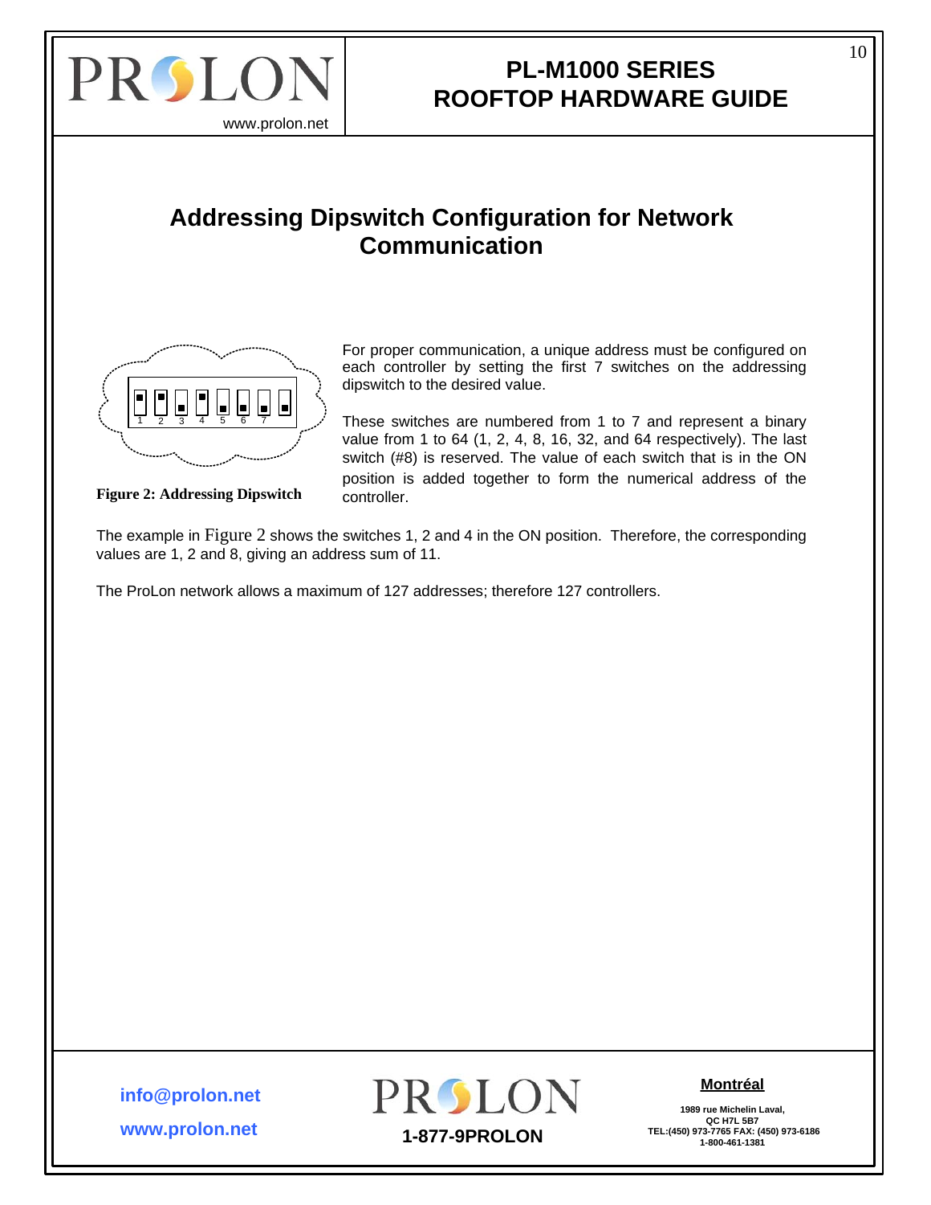# Addressing Dipswitch Configuration for Network Communication

For proper communication, a unique address must be configured on each controller by setting the first 7 switches on the addressing dipswitch to the desired value.

These switches are numbered from 1 to 7 and represent a binary value from 1 to 64 (1, 2, 4, 8, 16, 32, and 64 respectively). The last switch (#8) is reserved. The value of each switch that is in the ON position is added together to form the numerical address of the controller.

**Figure 2: Addressing Dipswitch**

The example in Figure 2 shows the switches 1, 2 and 4 in the ON position. Therefore, the corresponding values are 1, 2 and 8, giving an address sum of 11.

The ProLon network allows a maximum of 127 addresses; therefore 127 controllers.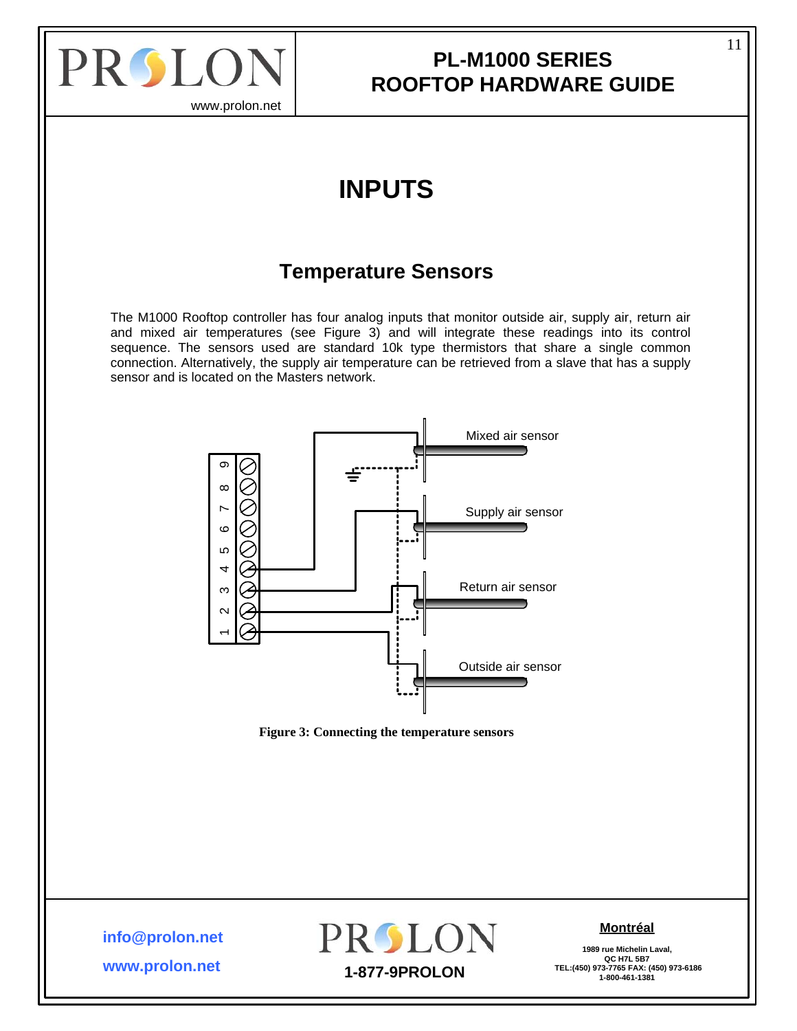# INPUTS

## Temperature Sensors

The M1000 Rooftop controller has four analog inputs that monitor outside air, supply air, return air and mixed air temperatures (see Figure 3) and will integrate these readings into its control sequence. The sensors used are standard 10k type thermistors that share a single common connection. Alternatively, the supply air temperature can be retrieved from a slave that has a supply sensor and is located on the Masters network.

**Figure 3: Connecting the temperature sensors**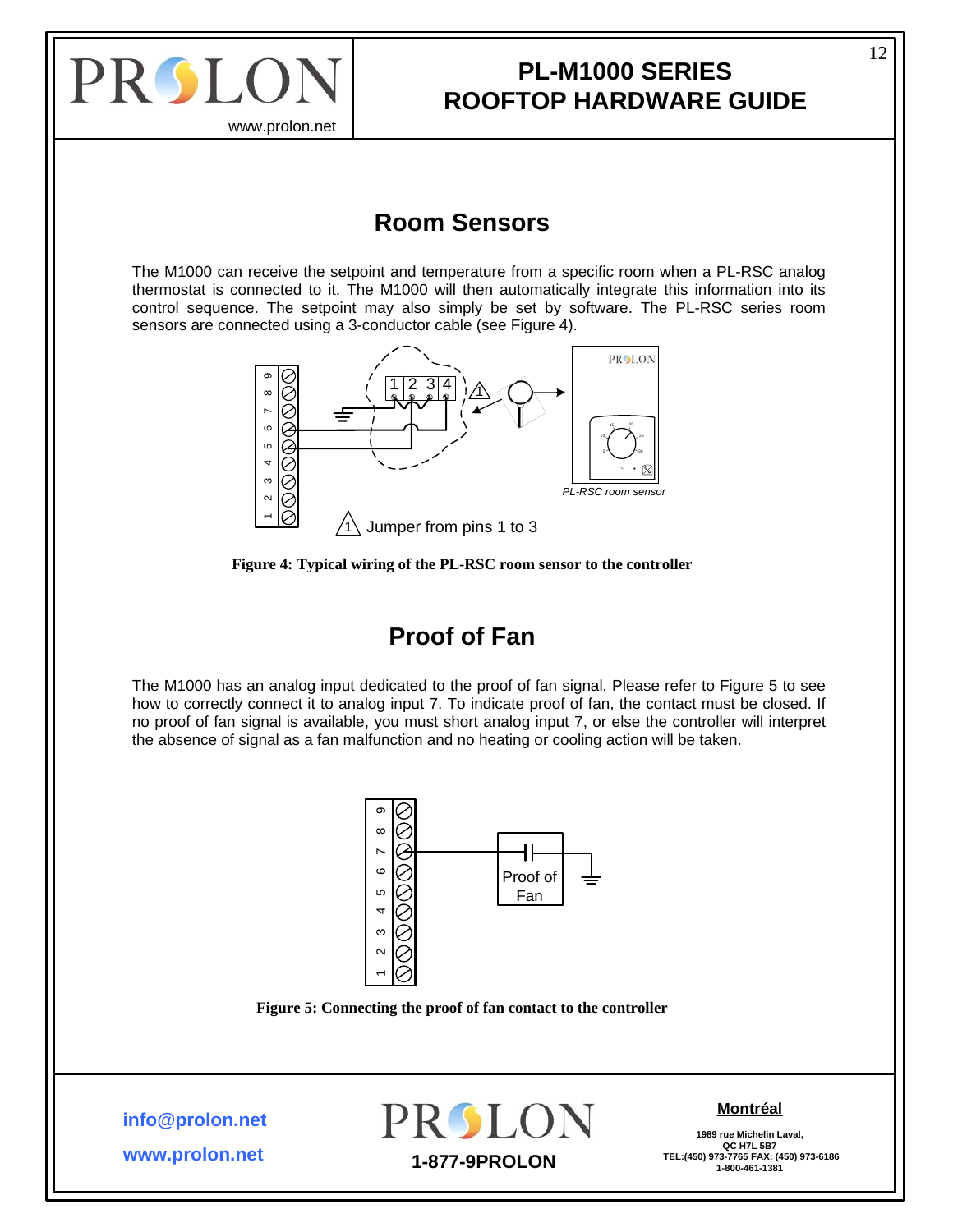## Room Sensors

The M1000 can receive the setpoint and temperature from a specific room when a PL-RSC analog thermostat is connected to it. The M1000 will then automatically integrate this information into its control sequence. The setpoint may also simply be set by software. The PL-RSC series room sensors are connected using a 3-conductor cable (see Figure 4).

Jumper from pins 1 to 3

PL-RSC room sensor

**Figure 4: Typical wiring of the PL-RSC room sensor to the controller**

## Proof of Fan

The M1000 has an analog input dedicated to the proof of fan signal. Please refer to Figure 5 to see how to correctly connect it to analog input 7. To indicate proof of fan, the contact must be closed. If no proof of fan signal is available, you must short analog input 7, or else the controller will interpret the absence of signal as a fan malfunction and no heating or cooling action will be taken.

Proof of Fan

**Figure 5: Connecting the proof of fan contact to the controller**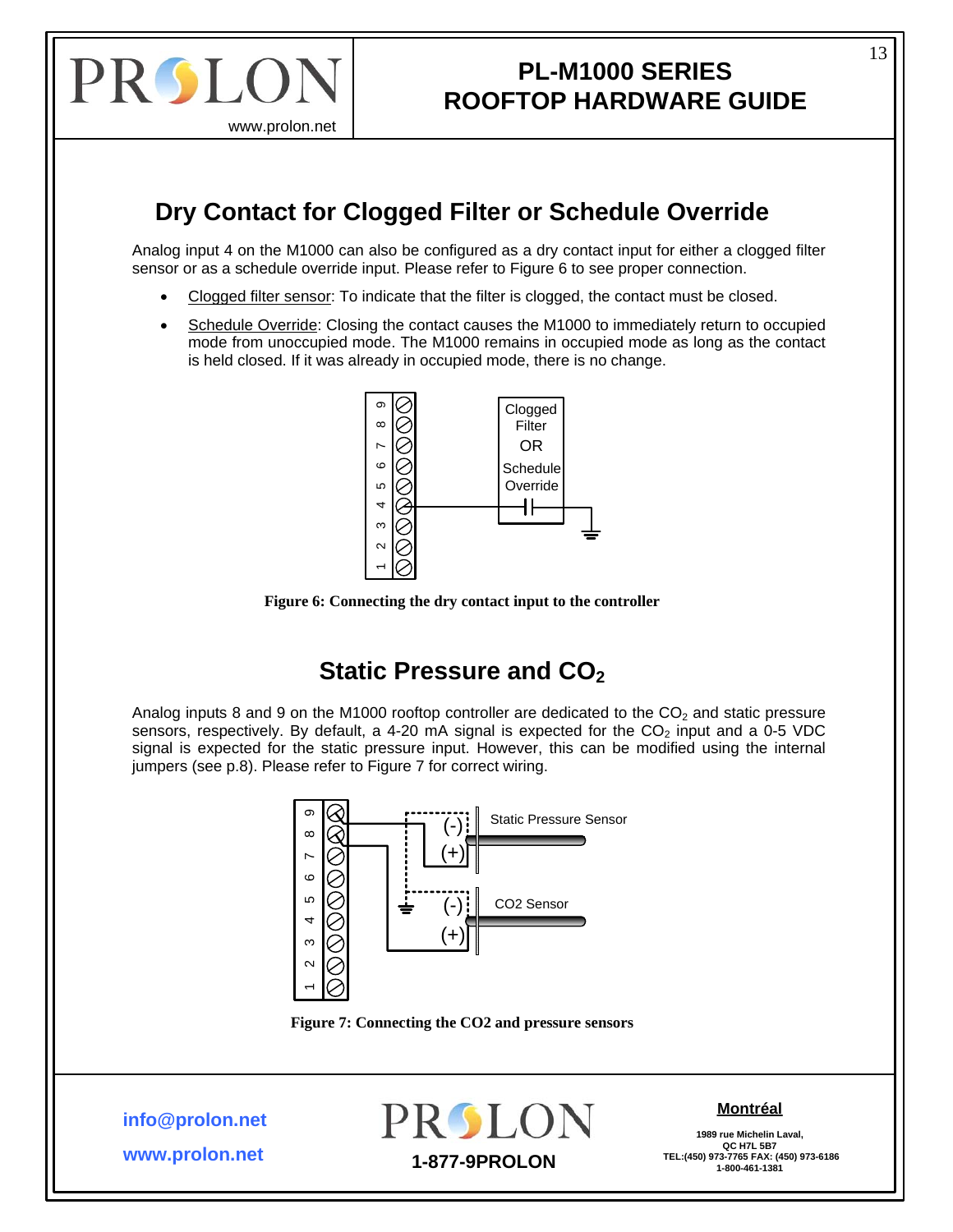## Dry Contact for Clogged Filter or Schedule Override

Analog input 4 on the M1000 can also be configured as a dry contact input for either a clogged filter sensor or as a schedule override input. Please refer to Figure 6 to see proper connection.

- Clogged filter sensor: To indicate that the filter is clogged, the contact must be closed.
- Schedule Override: Closing the contact causes the M1000 to immediately return to occupied mode from unoccupied mode. The M1000 remains in occupied mode as long as the contact is held closed. If it was already in occupied mode, there is no change.

**Figure 6: Connecting the dry contact input to the controller**

## Static Pressure and $CO_2$

Analog inputs 8 and 9 on the M1000 rooftop controller are dedicated to the $CO_2$ and static pressure sensors, respectively. By default, a 4-20 mA signal is expected for the $CO_2$ input and a 0-5 VDC signal is expected for the static pressure input. However, this can be modified using the internal jumpers (see p.8). Please refer to Figure 7 for correct wiring.

**Figure 7: Connecting the CO2 and pressure sensors**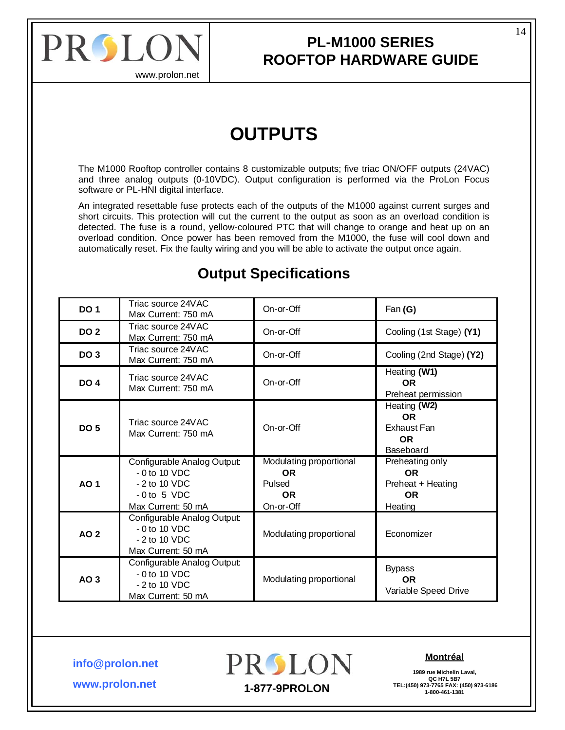# OUTPUTS

The M1000 Rooftop controller contains 8 customizable outputs; five triac ON/OFF outputs (24VAC) and three analog outputs (0-10VDC). Output configuration is performed via the ProLon Focus software or PL-HNI digital interface.

An integrated resettable fuse protects each of the outputs of the M1000 against current surges and short circuits. This protection will cut the current to the output as soon as an overload condition is detected. The fuse is a round, yellow-coloured PTC that will change to orange and heat up on an overload condition. Once power has been removed from the M1000, the fuse will cool down and automatically reset. Fix the faulty wiring and you will be able to activate the output once again.

## Output Specifications

| | | | |
|---|---|---|---|
| **DO 1** | Triac source 24VAC<br>Max Current: 750 mA | On-or-Off | Fan **(G)** |
| **DO 2** | Triac source 24VAC<br>Max Current: 750 mA | On-or-Off | Cooling (1st Stage) **(Y1)** |
| **DO 3** | Triac source 24VAC<br>Max Current: 750 mA | On-or-Off | Cooling (2nd Stage) **(Y2)** |
| **DO 4** | Triac source 24VAC<br>Max Current: 750 mA | On-or-Off | Heating **(W1)**<br>**OR**<br>Preheat permission |
| **DO 5** | Triac source 24VAC<br>Max Current: 750 mA | On-or-Off | Heating **(W2)**<br>**OR**<br>Exhaust Fan<br>**OR**<br>Baseboard |
| **AO 1** | Configurable Analog Output:<br>- 0 to 10 VDC<br>- 2 to 10 VDC<br>- 0 to 5 VDC<br>Max Current: 50 mA | Modulating proportional<br>**OR**<br>Pulsed<br>**OR**<br>On-or-Off | Preheating only<br>**OR**<br>Preheat + Heating<br>**OR**<br>Heating |
| **AO 2** | Configurable Analog Output:<br>- 0 to 10 VDC<br>- 2 to 10 VDC<br>Max Current: 50 mA | Modulating proportional | Economizer |
| **AO 3** | Configurable Analog Output:<br>- 0 to 10 VDC<br>- 2 to 10 VDC<br>Max Current: 50 mA | Modulating proportional | Bypass<br>**OR**<br>Variable Speed Drive |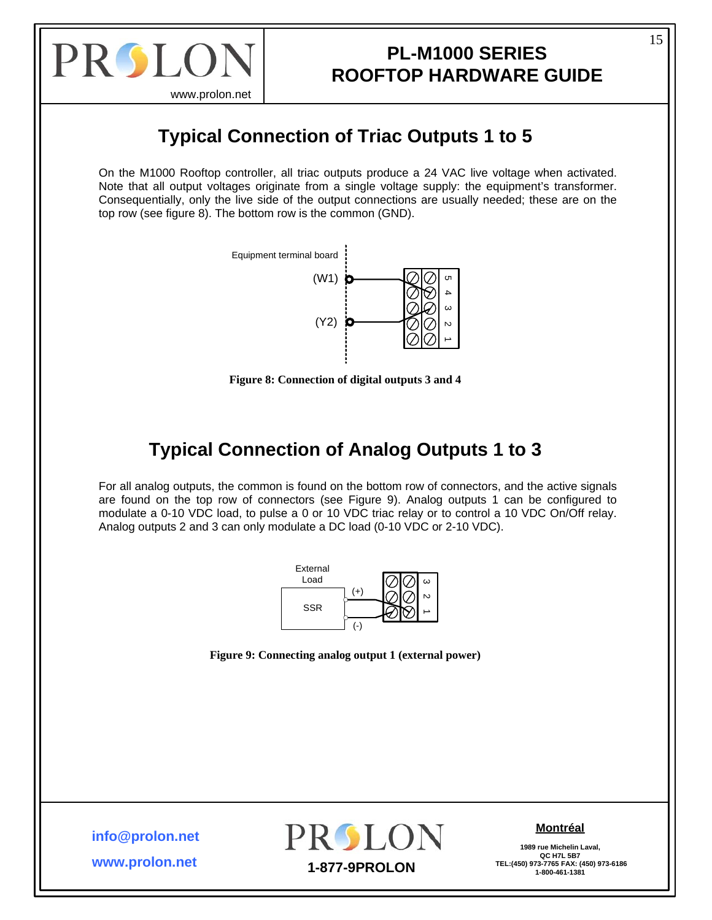## Typical Connection of Triac Outputs 1 to 5

On the M1000 Rooftop controller, all triac outputs produce a 24 VAC live voltage when activated. Note that all output voltages originate from a single voltage supply: the equipment's transformer. Consequentially, only the live side of the output connections are usually needed; these are on the top row (see figure 8). The bottom row is the common (GND).

Equipment terminal board

(W1)

(Y2)

5 4 3 2 1

**Figure 8: Connection of digital outputs 3 and 4**

## Typical Connection of Analog Outputs 1 to 3

For all analog outputs, the common is found on the bottom row of connectors, and the active signals are found on the top row of connectors (see Figure 9). Analog outputs 1 can be configured to modulate a 0-10 VDC load, to pulse a 0 or 10 VDC triac relay or to control a 10 VDC On/Off relay. Analog outputs 2 and 3 can only modulate a DC load (0-10 VDC or 2-10 VDC).

External Load

SSR

(+)

(-)

3 2 1

**Figure 9: Connecting analog output 1 (external power)**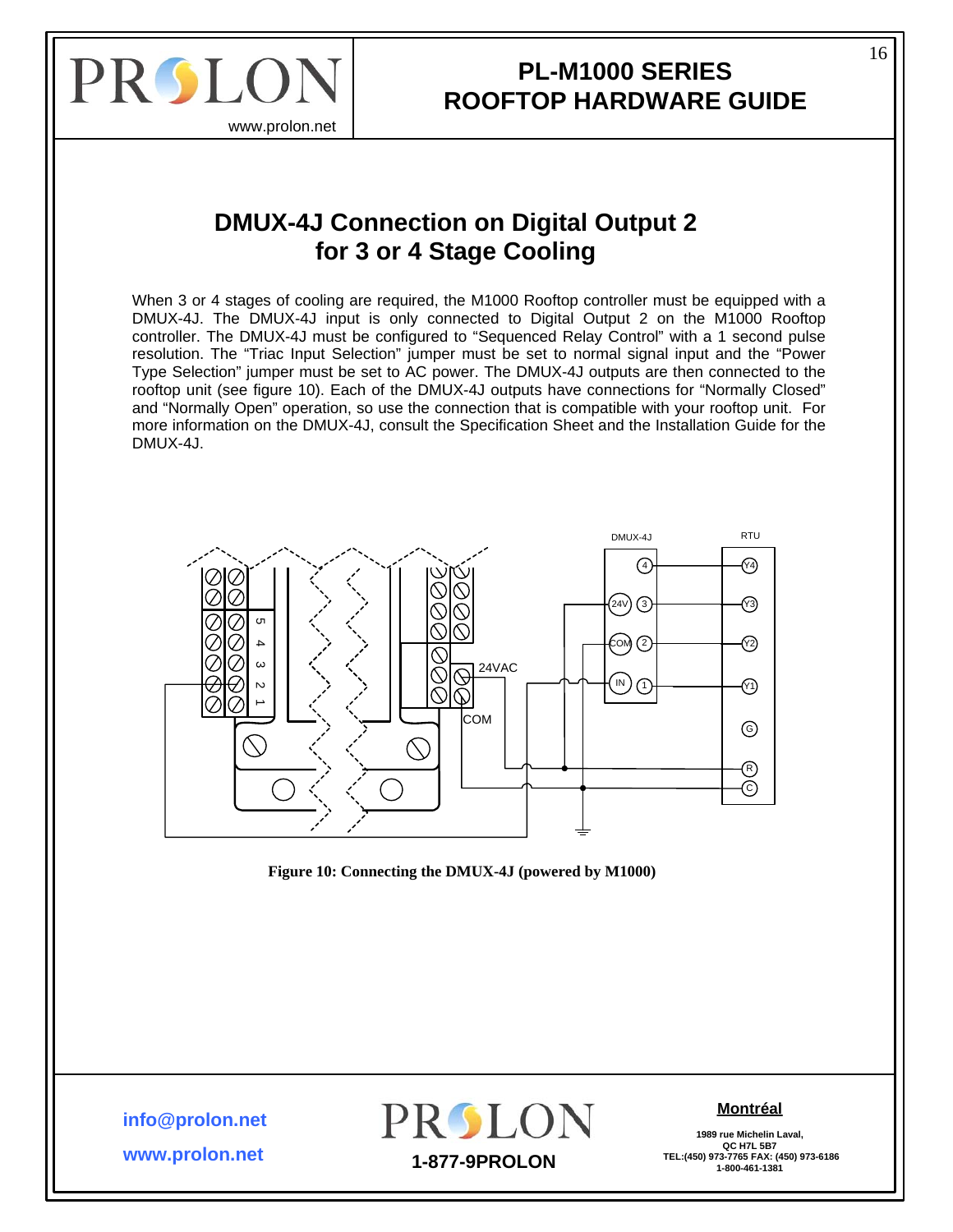## DMUX-4J Connection on Digital Output 2 for 3 or 4 Stage Cooling

When 3 or 4 stages of cooling are required, the M1000 Rooftop controller must be equipped with a DMUX-4J. The DMUX-4J input is only connected to Digital Output 2 on the M1000 Rooftop controller. The DMUX-4J must be configured to "Sequenced Relay Control" with a 1 second pulse resolution. The "Triac Input Selection" jumper must be set to normal signal input and the "Power Type Selection" jumper must be set to AC power. The DMUX-4J outputs are then connected to the rooftop unit (see figure 10). Each of the DMUX-4J outputs have connections for "Normally Closed" and "Normally Open" operation, so use the connection that is compatible with your rooftop unit. For more information on the DMUX-4J, consult the Specification Sheet and the Installation Guide for the DMUX-4J.

**Figure 10: Connecting the DMUX-4J (powered by M1000)**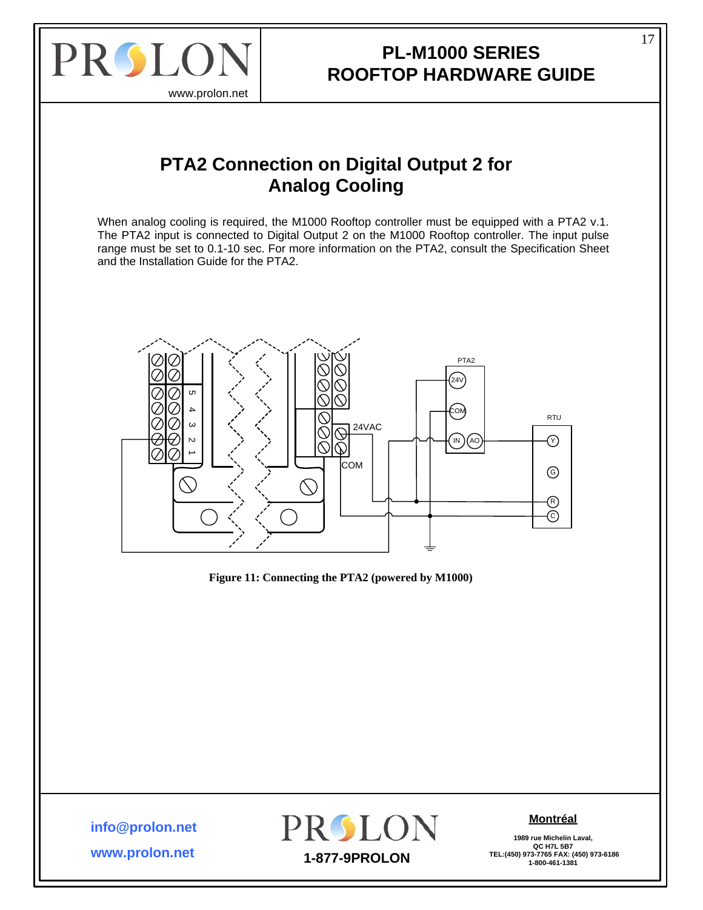## PTA2 Connection on Digital Output 2 for Analog Cooling

When analog cooling is required, the M1000 Rooftop controller must be equipped with a PTA2 v.1. The PTA2 input is connected to Digital Output 2 on the M1000 Rooftop controller. The input pulse range must be set to 0.1-10 sec. For more information on the PTA2, consult the Specification Sheet and the Installation Guide for the PTA2.

**Figure 11: Connecting the PTA2 (powered by M1000)**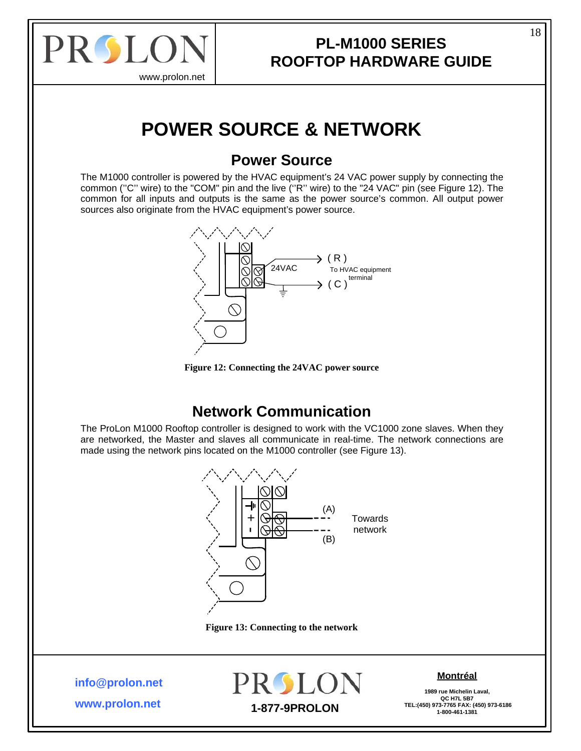# POWER SOURCE & NETWORK

## Power Source

The M1000 controller is powered by the HVAC equipment's 24 VAC power supply by connecting the common (''C'' wire) to the "COM" pin and the live (''R'' wire) to the "24 VAC" pin (see Figure 12). The common for all inputs and outputs is the same as the power source's common. All output power sources also originate from the HVAC equipment's power source.

**Figure 12: Connecting the 24VAC power source**

## Network Communication

The ProLon M1000 Rooftop controller is designed to work with the VC1000 zone slaves. When they are networked, the Master and slaves all communicate in real-time. The network connections are made using the network pins located on the M1000 controller (see Figure 13).

**Figure 13: Connecting to the network**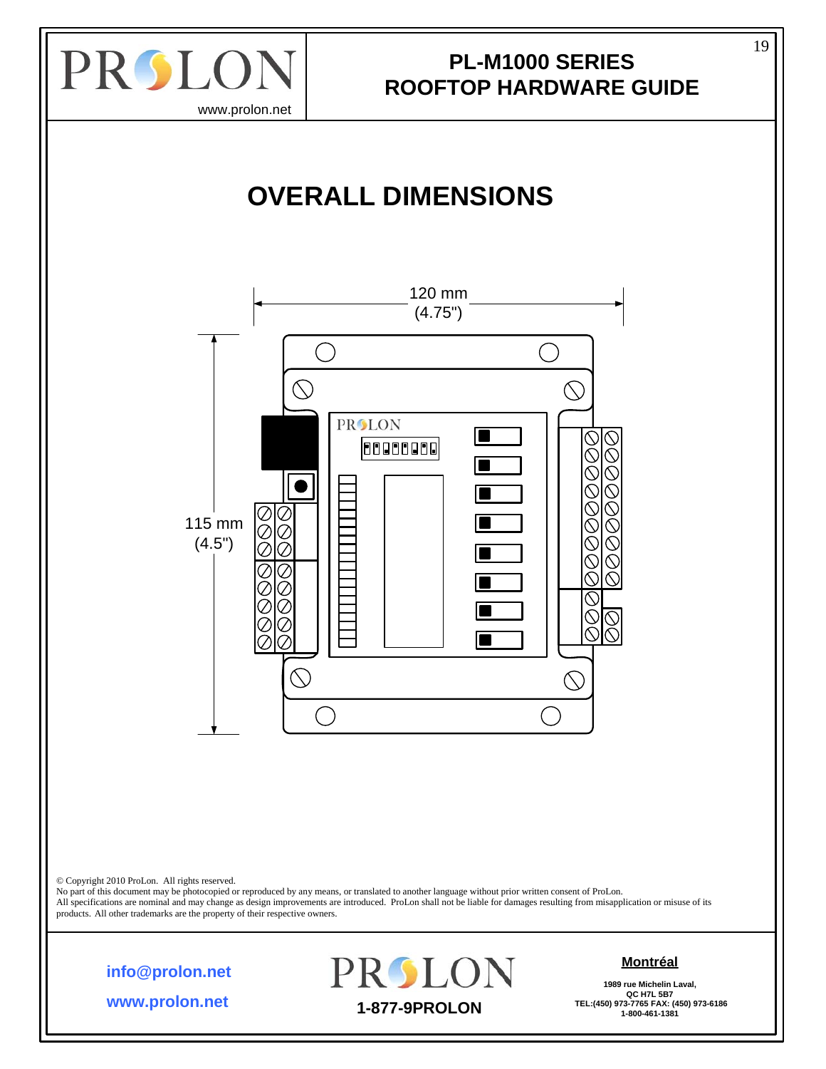# OVERALL DIMENSIONS

120 mm
(4.75")

115 mm
(4.5")

© Copyright 2010 ProLon. All rights reserved.
No part of this document may be photocopied or reproduced by any means, or translated to another language without prior written consent of ProLon.
All specifications are nominal and may change as design improvements are introduced. ProLon shall not be liable for damages resulting from misapplication or misuse of its products. All other trademarks are the property of their respective owners.

info@prolon.net

www.prolon.net

1-877-9PROLON

**Montréal**

**1989 rue Michelin Laval,**
**QC H7L 5B7**
**TEL:(450) 973-7765 FAX: (450) 973-6186**
**1-800-461-1381**